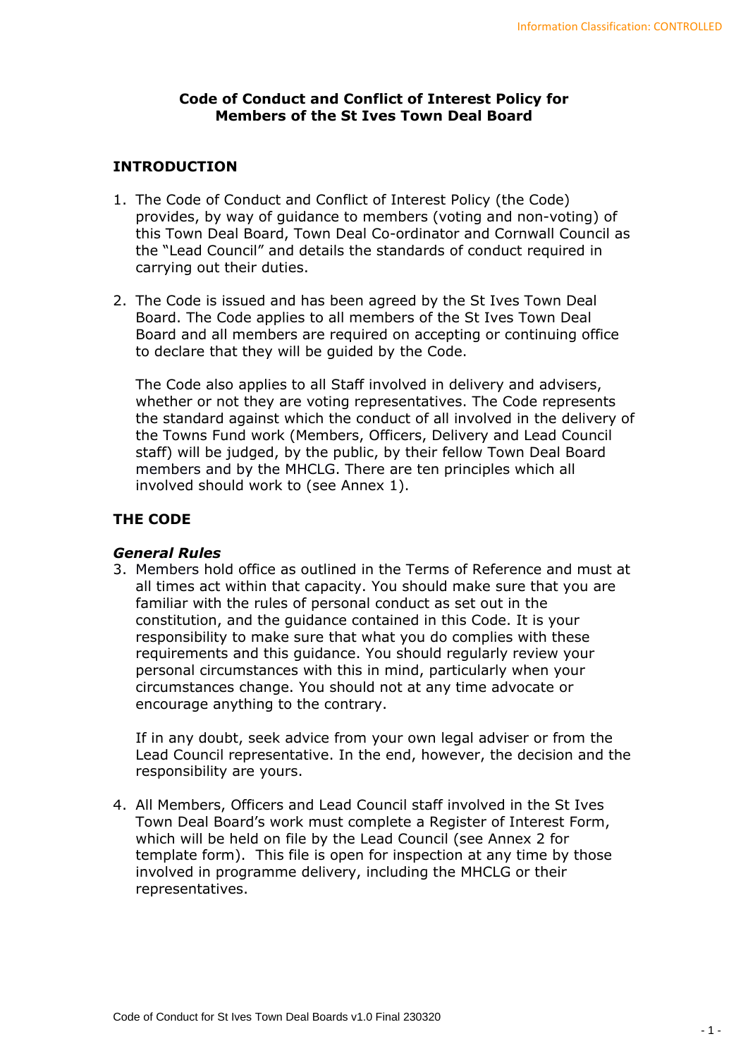# Code of Conduct and Conflict of Interest Policy for Members of the St Ives Town Deal Board

## INTRODUCTION

1. The Code of Conduct and Conflict of Interest Policy (the Code) provides, by way of guidance to members (voting and non-voting) of this Town Deal Board, Town Deal Co-ordinator and Cornwall Council as the "Lead Council" and details the standards of conduct required in carrying out their duties.

2. The Code is issued and has been agreed by the St Ives Town Deal Board. The Code applies to all members of the St Ives Town Deal Board and all members are required on accepting or continuing office to declare that they will be guided by the Code.

   The Code also applies to all Staff involved in delivery and advisers, whether or not they are voting representatives. The Code represents the standard against which the conduct of all involved in the delivery of the Towns Fund work (Members, Officers, Delivery and Lead Council staff) will be judged, by the public, by their fellow Town Deal Board members and by the MHCLG. There are ten principles which all involved should work to (see Annex 1).

## THE CODE

### *General Rules*

3. Members hold office as outlined in the Terms of Reference and must at all times act within that capacity. You should make sure that you are familiar with the rules of personal conduct as set out in the constitution, and the guidance contained in this Code. It is your responsibility to make sure that what you do complies with these requirements and this guidance. You should regularly review your personal circumstances with this in mind, particularly when your circumstances change. You should not at any time advocate or encourage anything to the contrary.

   If in any doubt, seek advice from your own legal adviser or from the Lead Council representative. In the end, however, the decision and the responsibility are yours.

4. All Members, Officers and Lead Council staff involved in the St Ives Town Deal Board's work must complete a Register of Interest Form, which will be held on file by the Lead Council (see Annex 2 for template form). This file is open for inspection at any time by those involved in programme delivery, including the MHCLG or their representatives.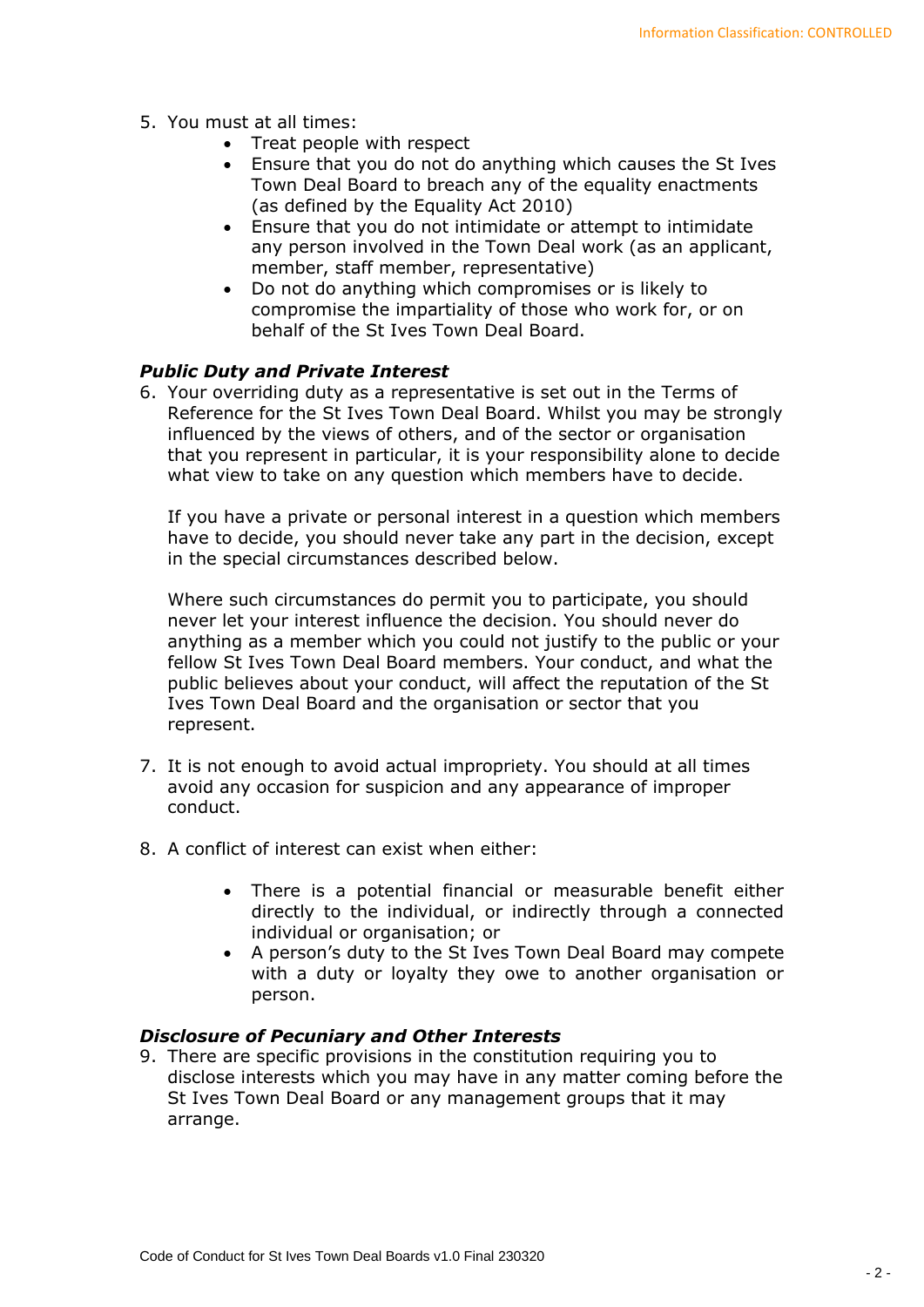5. You must at all times:
    - Treat people with respect
    - Ensure that you do not do anything which causes the St Ives Town Deal Board to breach any of the equality enactments (as defined by the Equality Act 2010)
    - Ensure that you do not intimidate or attempt to intimidate any person involved in the Town Deal work (as an applicant, member, staff member, representative)
    - Do not do anything which compromises or is likely to compromise the impartiality of those who work for, or on behalf of the St Ives Town Deal Board.

### *Public Duty and Private Interest*

6. Your overriding duty as a representative is set out in the Terms of Reference for the St Ives Town Deal Board. Whilst you may be strongly influenced by the views of others, and of the sector or organisation that you represent in particular, it is your responsibility alone to decide what view to take on any question which members have to decide.

   If you have a private or personal interest in a question which members have to decide, you should never take any part in the decision, except in the special circumstances described below.

   Where such circumstances do permit you to participate, you should never let your interest influence the decision. You should never do anything as a member which you could not justify to the public or your fellow St Ives Town Deal Board members. Your conduct, and what the public believes about your conduct, will affect the reputation of the St Ives Town Deal Board and the organisation or sector that you represent.

7. It is not enough to avoid actual impropriety. You should at all times avoid any occasion for suspicion and any appearance of improper conduct.

8. A conflict of interest can exist when either:

    - There is a potential financial or measurable benefit either directly to the individual, or indirectly through a connected individual or organisation; or
    - A person's duty to the St Ives Town Deal Board may compete with a duty or loyalty they owe to another organisation or person.

### *Disclosure of Pecuniary and Other Interests*

9. There are specific provisions in the constitution requiring you to disclose interests which you may have in any matter coming before the St Ives Town Deal Board or any management groups that it may arrange.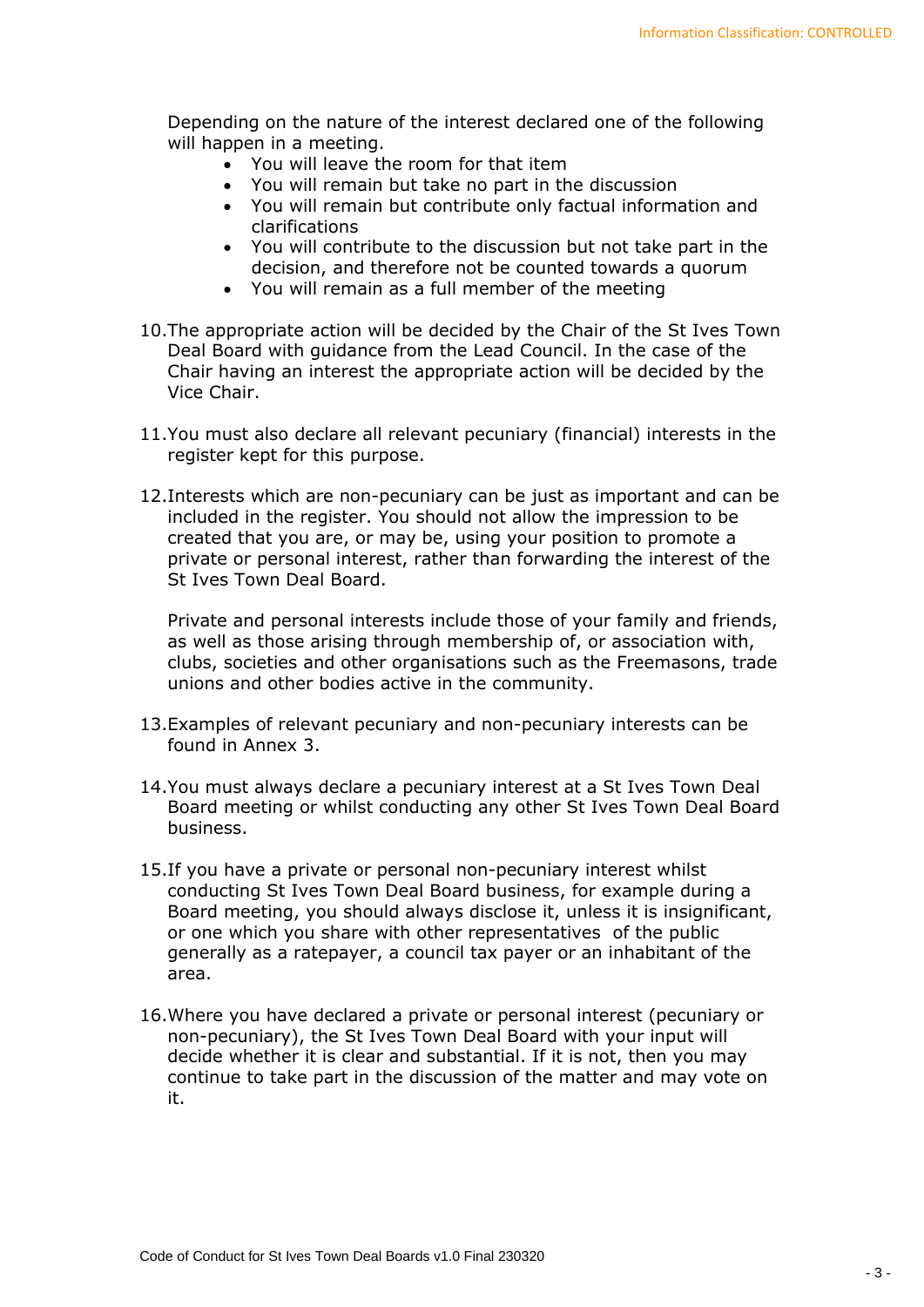Depending on the nature of the interest declared one of the following will happen in a meeting.

- You will leave the room for that item
- You will remain but take no part in the discussion
- You will remain but contribute only factual information and clarifications
- You will contribute to the discussion but not take part in the decision, and therefore not be counted towards a quorum
- You will remain as a full member of the meeting

10. The appropriate action will be decided by the Chair of the St Ives Town Deal Board with guidance from the Lead Council. In the case of the Chair having an interest the appropriate action will be decided by the Vice Chair.

11. You must also declare all relevant pecuniary (financial) interests in the register kept for this purpose.

12. Interests which are non-pecuniary can be just as important and can be included in the register. You should not allow the impression to be created that you are, or may be, using your position to promote a private or personal interest, rather than forwarding the interest of the St Ives Town Deal Board.

    Private and personal interests include those of your family and friends, as well as those arising through membership of, or association with, clubs, societies and other organisations such as the Freemasons, trade unions and other bodies active in the community.

13. Examples of relevant pecuniary and non-pecuniary interests can be found in Annex 3.

14. You must always declare a pecuniary interest at a St Ives Town Deal Board meeting or whilst conducting any other St Ives Town Deal Board business.

15. If you have a private or personal non-pecuniary interest whilst conducting St Ives Town Deal Board business, for example during a Board meeting, you should always disclose it, unless it is insignificant, or one which you share with other representatives of the public generally as a ratepayer, a council tax payer or an inhabitant of the area.

16. Where you have declared a private or personal interest (pecuniary or non-pecuniary), the St Ives Town Deal Board with your input will decide whether it is clear and substantial. If it is not, then you may continue to take part in the discussion of the matter and may vote on it.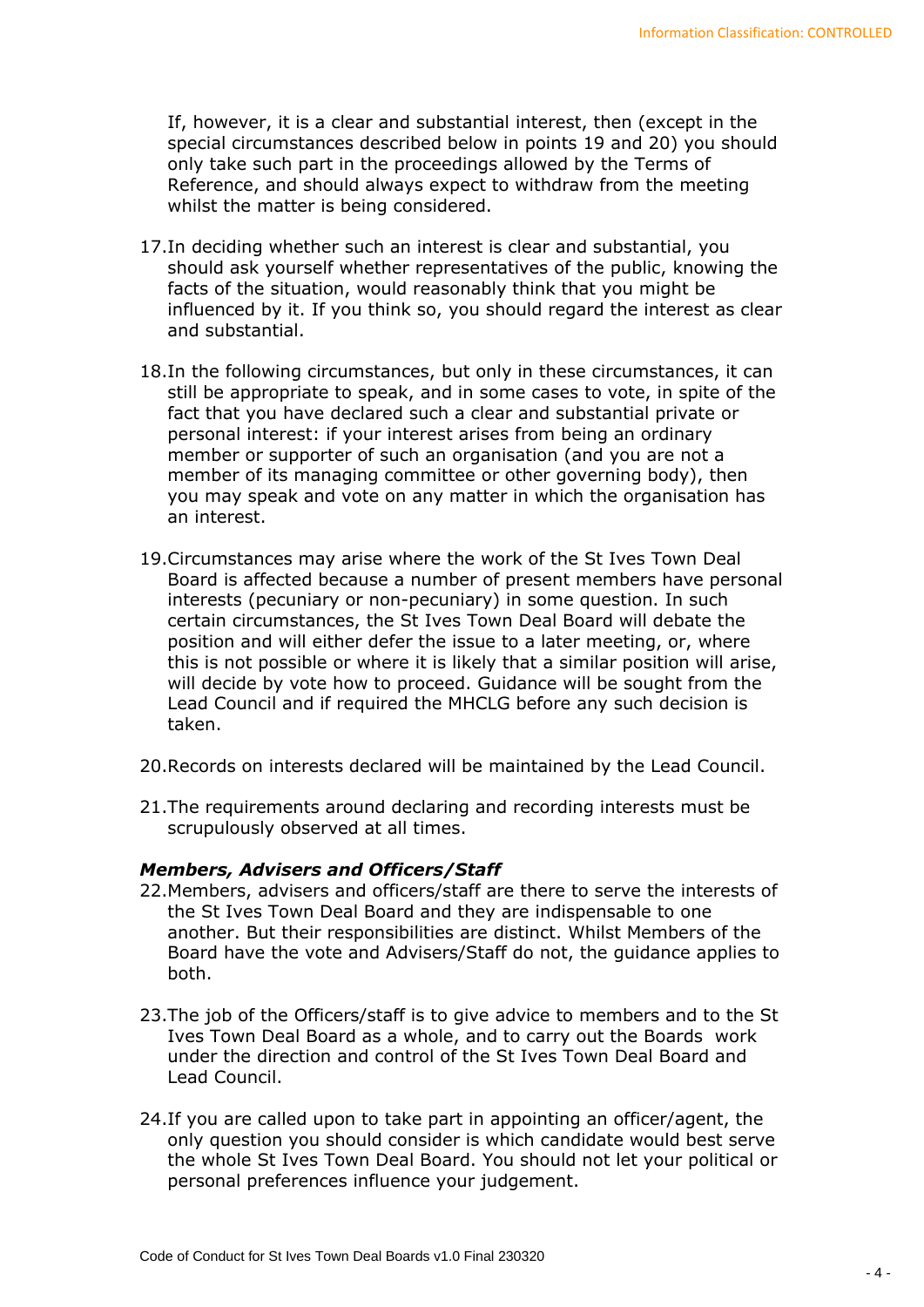If, however, it is a clear and substantial interest, then (except in the special circumstances described below in points 19 and 20) you should only take such part in the proceedings allowed by the Terms of Reference, and should always expect to withdraw from the meeting whilst the matter is being considered.

17. In deciding whether such an interest is clear and substantial, you should ask yourself whether representatives of the public, knowing the facts of the situation, would reasonably think that you might be influenced by it. If you think so, you should regard the interest as clear and substantial.

18. In the following circumstances, but only in these circumstances, it can still be appropriate to speak, and in some cases to vote, in spite of the fact that you have declared such a clear and substantial private or personal interest: if your interest arises from being an ordinary member or supporter of such an organisation (and you are not a member of its managing committee or other governing body), then you may speak and vote on any matter in which the organisation has an interest.

19. Circumstances may arise where the work of the St Ives Town Deal Board is affected because a number of present members have personal interests (pecuniary or non-pecuniary) in some question. In such certain circumstances, the St Ives Town Deal Board will debate the position and will either defer the issue to a later meeting, or, where this is not possible or where it is likely that a similar position will arise, will decide by vote how to proceed. Guidance will be sought from the Lead Council and if required the MHCLG before any such decision is taken.

20. Records on interests declared will be maintained by the Lead Council.

21. The requirements around declaring and recording interests must be scrupulously observed at all times.

***Members, Advisers and Officers/Staff***

22. Members, advisers and officers/staff are there to serve the interests of the St Ives Town Deal Board and they are indispensable to one another. But their responsibilities are distinct. Whilst Members of the Board have the vote and Advisers/Staff do not, the guidance applies to both.

23. The job of the Officers/staff is to give advice to members and to the St Ives Town Deal Board as a whole, and to carry out the Boards work under the direction and control of the St Ives Town Deal Board and Lead Council.

24. If you are called upon to take part in appointing an officer/agent, the only question you should consider is which candidate would best serve the whole St Ives Town Deal Board. You should not let your political or personal preferences influence your judgement.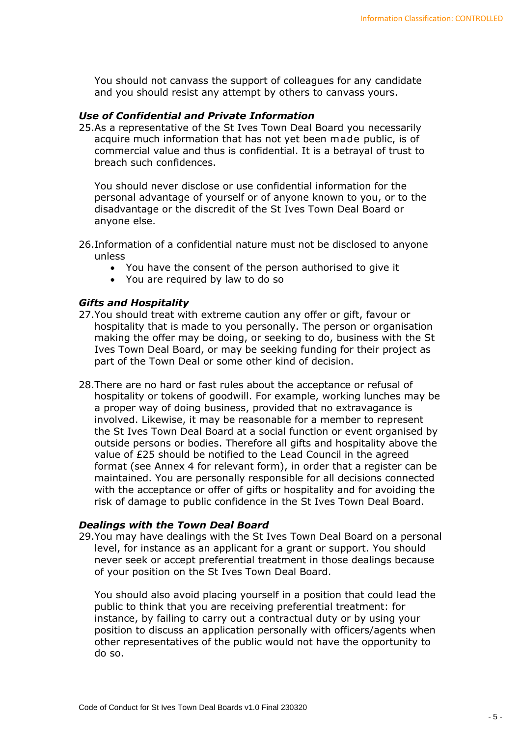You should not canvass the support of colleagues for any candidate and you should resist any attempt by others to canvass yours.

***Use of Confidential and Private Information***

25. As a representative of the St Ives Town Deal Board you necessarily acquire much information that has not yet been made public, is of commercial value and thus is confidential. It is a betrayal of trust to breach such confidences.

    You should never disclose or use confidential information for the personal advantage of yourself or of anyone known to you, or to the disadvantage or the discredit of the St Ives Town Deal Board or anyone else.

26. Information of a confidential nature must not be disclosed to anyone unless
    - You have the consent of the person authorised to give it
    - You are required by law to do so

***Gifts and Hospitality***

27. You should treat with extreme caution any offer or gift, favour or hospitality that is made to you personally. The person or organisation making the offer may be doing, or seeking to do, business with the St Ives Town Deal Board, or may be seeking funding for their project as part of the Town Deal or some other kind of decision.

28. There are no hard or fast rules about the acceptance or refusal of hospitality or tokens of goodwill. For example, working lunches may be a proper way of doing business, provided that no extravagance is involved. Likewise, it may be reasonable for a member to represent the St Ives Town Deal Board at a social function or event organised by outside persons or bodies. Therefore all gifts and hospitality above the value of £25 should be notified to the Lead Council in the agreed format (see Annex 4 for relevant form), in order that a register can be maintained. You are personally responsible for all decisions connected with the acceptance or offer of gifts or hospitality and for avoiding the risk of damage to public confidence in the St Ives Town Deal Board.

***Dealings with the Town Deal Board***

29. You may have dealings with the St Ives Town Deal Board on a personal level, for instance as an applicant for a grant or support. You should never seek or accept preferential treatment in those dealings because of your position on the St Ives Town Deal Board.

    You should also avoid placing yourself in a position that could lead the public to think that you are receiving preferential treatment: for instance, by failing to carry out a contractual duty or by using your position to discuss an application personally with officers/agents when other representatives of the public would not have the opportunity to do so.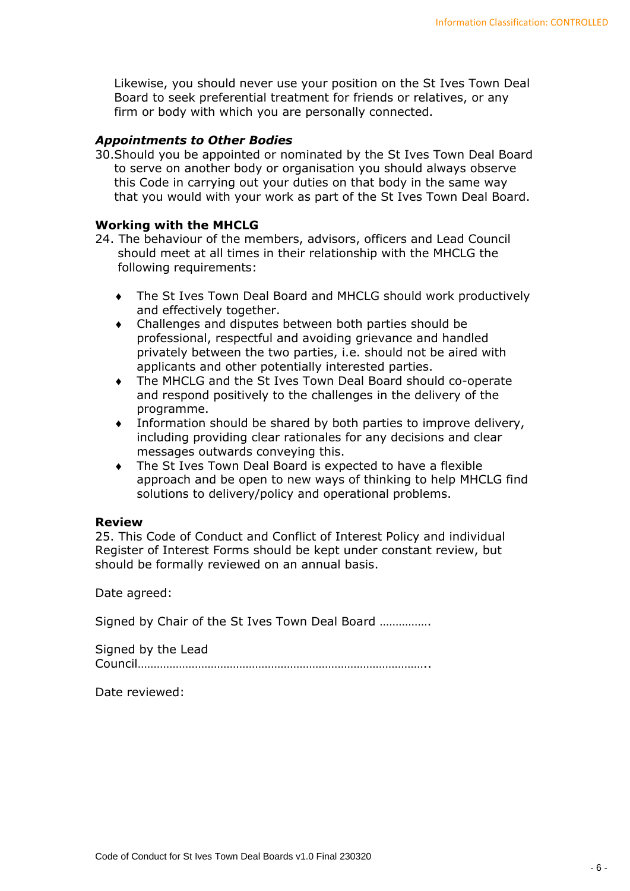Likewise, you should never use your position on the St Ives Town Deal Board to seek preferential treatment for friends or relatives, or any firm or body with which you are personally connected.

***Appointments to Other Bodies***

30. Should you be appointed or nominated by the St Ives Town Deal Board to serve on another body or organisation you should always observe this Code in carrying out your duties on that body in the same way that you would with your work as part of the St Ives Town Deal Board.

**Working with the MHCLG**

24. The behaviour of the members, advisors, officers and Lead Council should meet at all times in their relationship with the MHCLG the following requirements:

- The St Ives Town Deal Board and MHCLG should work productively and effectively together.
- Challenges and disputes between both parties should be professional, respectful and avoiding grievance and handled privately between the two parties, i.e. should not be aired with applicants and other potentially interested parties.
- The MHCLG and the St Ives Town Deal Board should co-operate and respond positively to the challenges in the delivery of the programme.
- Information should be shared by both parties to improve delivery, including providing clear rationales for any decisions and clear messages outwards conveying this.
- The St Ives Town Deal Board is expected to have a flexible approach and be open to new ways of thinking to help MHCLG find solutions to delivery/policy and operational problems.

**Review**

25. This Code of Conduct and Conflict of Interest Policy and individual Register of Interest Forms should be kept under constant review, but should be formally reviewed on an annual basis.

Date agreed:

Signed by Chair of the St Ives Town Deal Board …………….

Signed by the Lead Council……………………………………………………………………………..

Date reviewed: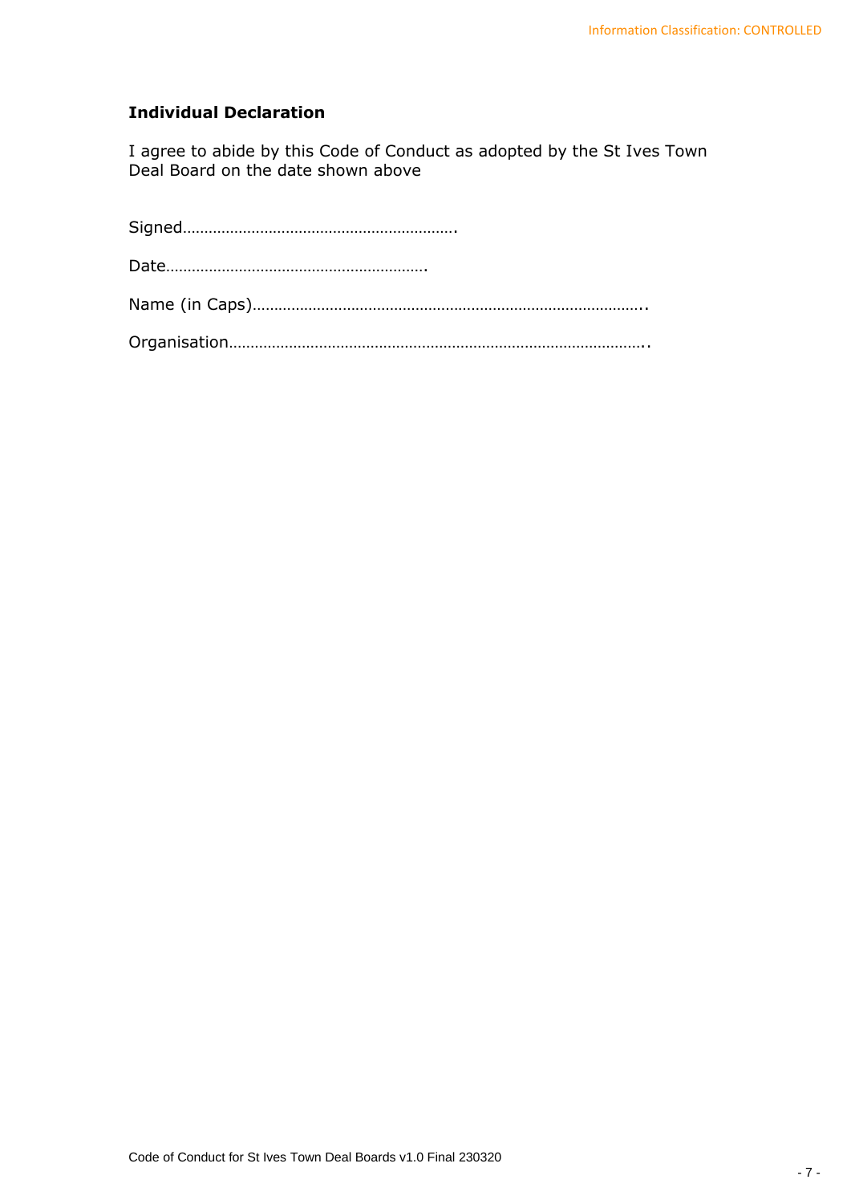## Individual Declaration

I agree to abide by this Code of Conduct as adopted by the St Ives Town Deal Board on the date shown above

Signed……………………………………………………….

Date…………………………………………………….

Name (in Caps)………………………………………………………………………..

Organisation………………………………………………………………………………..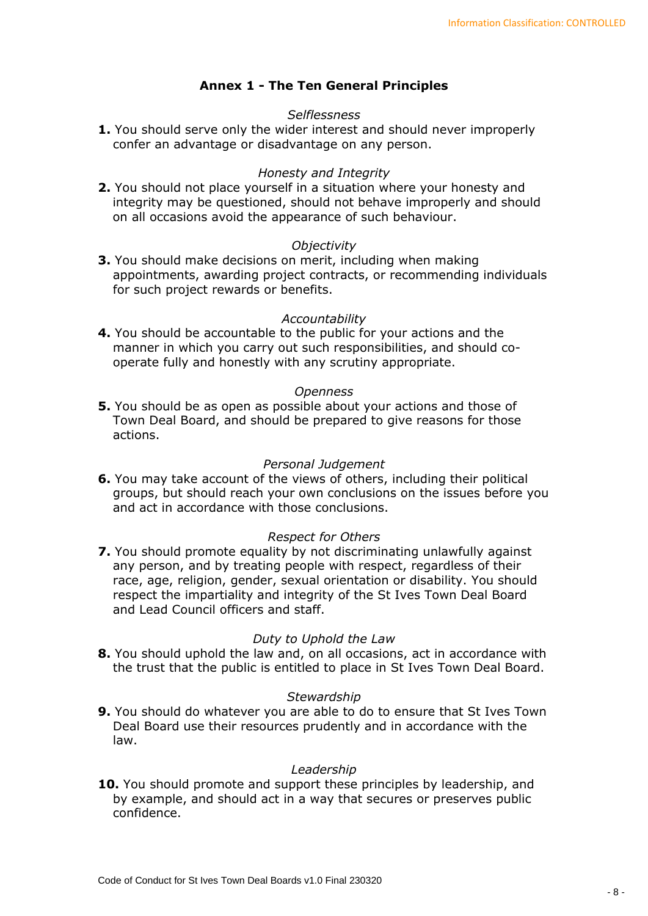## Annex 1 - The Ten General Principles

*Selflessness*

**1.** You should serve only the wider interest and should never improperly confer an advantage or disadvantage on any person.

*Honesty and Integrity*

**2.** You should not place yourself in a situation where your honesty and integrity may be questioned, should not behave improperly and should on all occasions avoid the appearance of such behaviour.

*Objectivity*

**3.** You should make decisions on merit, including when making appointments, awarding project contracts, or recommending individuals for such project rewards or benefits.

*Accountability*

**4.** You should be accountable to the public for your actions and the manner in which you carry out such responsibilities, and should co-operate fully and honestly with any scrutiny appropriate.

*Openness*

**5.** You should be as open as possible about your actions and those of Town Deal Board, and should be prepared to give reasons for those actions.

*Personal Judgement*

**6.** You may take account of the views of others, including their political groups, but should reach your own conclusions on the issues before you and act in accordance with those conclusions.

*Respect for Others*

**7.** You should promote equality by not discriminating unlawfully against any person, and by treating people with respect, regardless of their race, age, religion, gender, sexual orientation or disability. You should respect the impartiality and integrity of the St Ives Town Deal Board and Lead Council officers and staff.

*Duty to Uphold the Law*

**8.** You should uphold the law and, on all occasions, act in accordance with the trust that the public is entitled to place in St Ives Town Deal Board.

*Stewardship*

**9.** You should do whatever you are able to do to ensure that St Ives Town Deal Board use their resources prudently and in accordance with the law.

*Leadership*

**10.** You should promote and support these principles by leadership, and by example, and should act in a way that secures or preserves public confidence.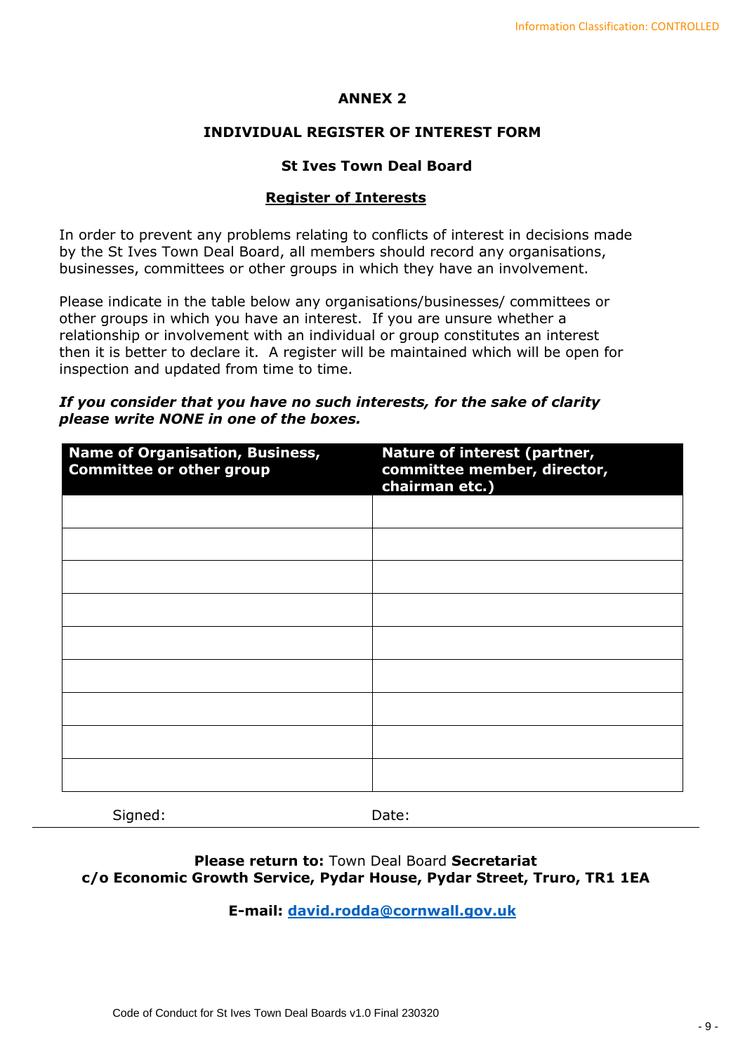**ANNEX 2**

**INDIVIDUAL REGISTER OF INTEREST FORM**

**St Ives Town Deal Board**

**Register of Interests**

In order to prevent any problems relating to conflicts of interest in decisions made by the St Ives Town Deal Board, all members should record any organisations, businesses, committees or other groups in which they have an involvement.

Please indicate in the table below any organisations/businesses/ committees or other groups in which you have an interest. If you are unsure whether a relationship or involvement with an individual or group constitutes an interest then it is better to declare it. A register will be maintained which will be open for inspection and updated from time to time.

***If you consider that you have no such interests, for the sake of clarity please write NONE in one of the boxes.***

| Name of Organisation, Business, Committee or other group | Nature of interest (partner, committee member, director, chairman etc.) |
|---|---|
| | |
| | |
| | |
| | |
| | |
| | |
| | |
| | |
| | |

Signed: Date:

**Please return to:** Town Deal Board **Secretariat**
**c/o Economic Growth Service, Pydar House, Pydar Street, Truro, TR1 1EA**

**E-mail: david.rodda@cornwall.gov.uk**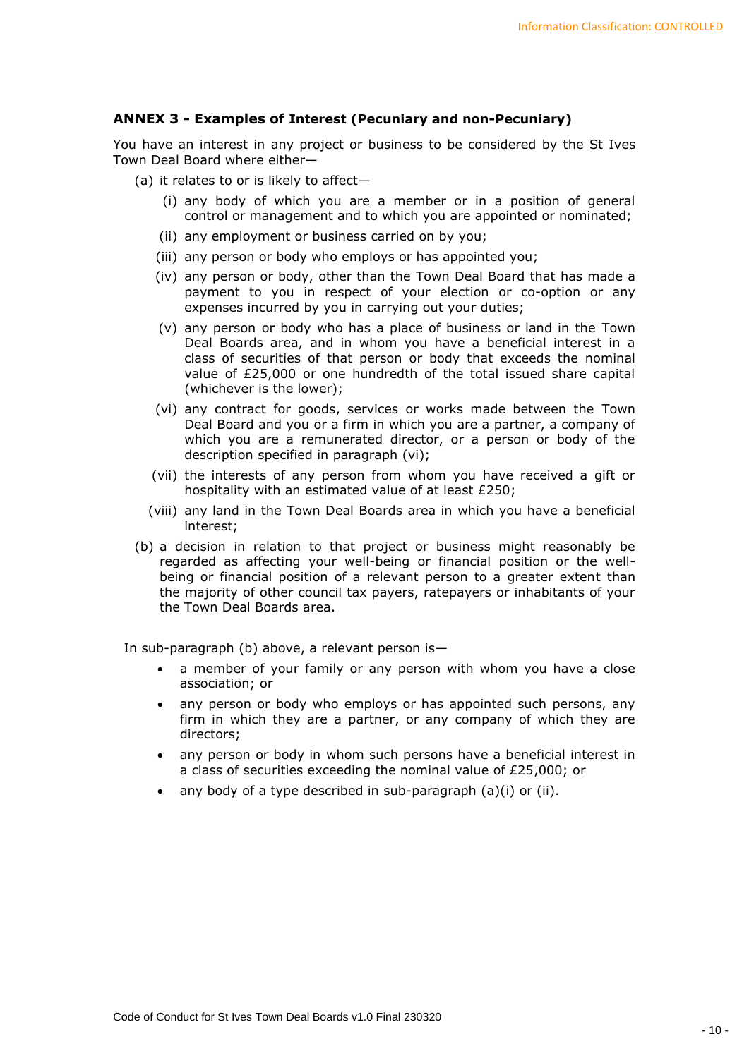## ANNEX 3 - Examples of Interest (Pecuniary and non-Pecuniary)

You have an interest in any project or business to be considered by the St Ives Town Deal Board where either—

(a) it relates to or is likely to affect—

- (i) any body of which you are a member or in a position of general control or management and to which you are appointed or nominated;
- (ii) any employment or business carried on by you;
- (iii) any person or body who employs or has appointed you;
- (iv) any person or body, other than the Town Deal Board that has made a payment to you in respect of your election or co-option or any expenses incurred by you in carrying out your duties;
- (v) any person or body who has a place of business or land in the Town Deal Boards area, and in whom you have a beneficial interest in a class of securities of that person or body that exceeds the nominal value of £25,000 or one hundredth of the total issued share capital (whichever is the lower);
- (vi) any contract for goods, services or works made between the Town Deal Board and you or a firm in which you are a partner, a company of which you are a remunerated director, or a person or body of the description specified in paragraph (vi);
- (vii) the interests of any person from whom you have received a gift or hospitality with an estimated value of at least £250;
- (viii) any land in the Town Deal Boards area in which you have a beneficial interest;

(b) a decision in relation to that project or business might reasonably be regarded as affecting your well-being or financial position or the well-being or financial position of a relevant person to a greater extent than the majority of other council tax payers, ratepayers or inhabitants of your the Town Deal Boards area.

In sub-paragraph (b) above, a relevant person is—

- a member of your family or any person with whom you have a close association; or
- any person or body who employs or has appointed such persons, any firm in which they are a partner, or any company of which they are directors;
- any person or body in whom such persons have a beneficial interest in a class of securities exceeding the nominal value of £25,000; or
- any body of a type described in sub-paragraph (a)(i) or (ii).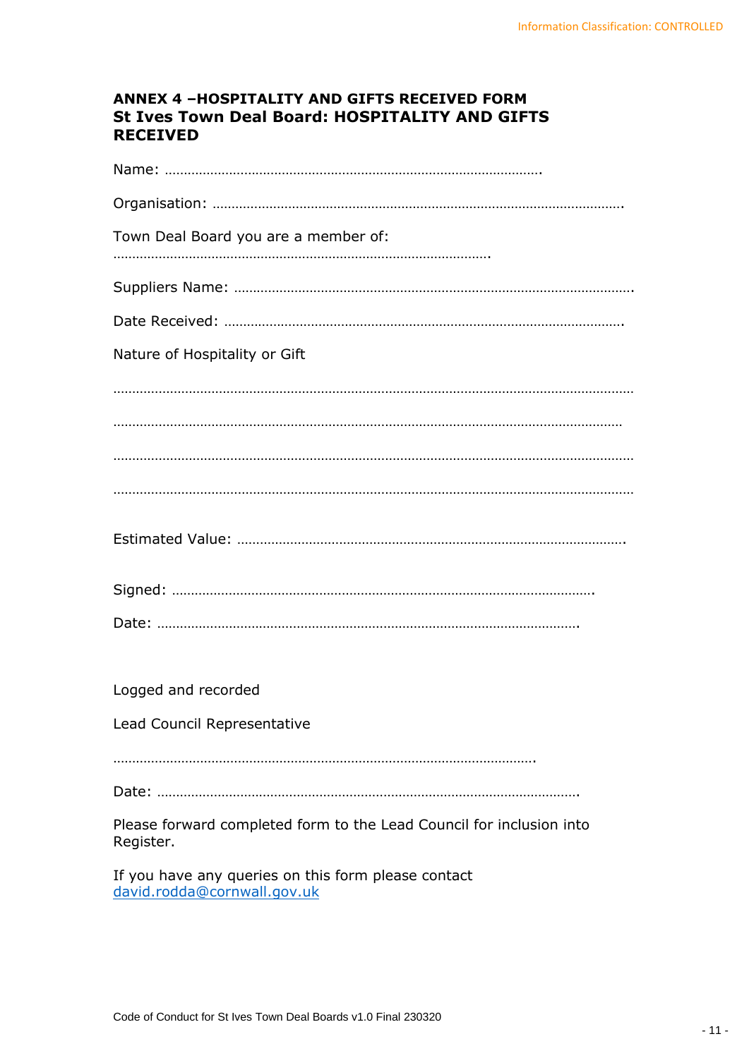## ANNEX 4 –HOSPITALITY AND GIFTS RECEIVED FORM

## St Ives Town Deal Board: HOSPITALITY AND GIFTS RECEIVED

Name: ………………………………………………………………………………………….

Organisation: ……………………………………………………………………………………………….

Town Deal Board you are a member of:

……………………………………………………………………………………….

Suppliers Name: …………………………………………………………………………………………….

Date Received: …………………………………………………………………………………………….

Nature of Hospitality or Gift

………………………………………………………………………………………………………………………

……………………………………………………………………………………………………………………

………………………………………………………………………………………………………………………

………………………………………………………………………………………………………………………

Estimated Value: ………………………………………………………………………………………….

Signed: ………………………………………………………………………………………………….

Date: ………………………………………………………………………………………………….

Logged and recorded

Lead Council Representative

………………………………………………………………………………………………….

Date: ………………………………………………………………………………………………….

Please forward completed form to the Lead Council for inclusion into Register.

If you have any queries on this form please contact [david.rodda@cornwall.gov.uk](mailto:david.rodda@cornwall.gov.uk)